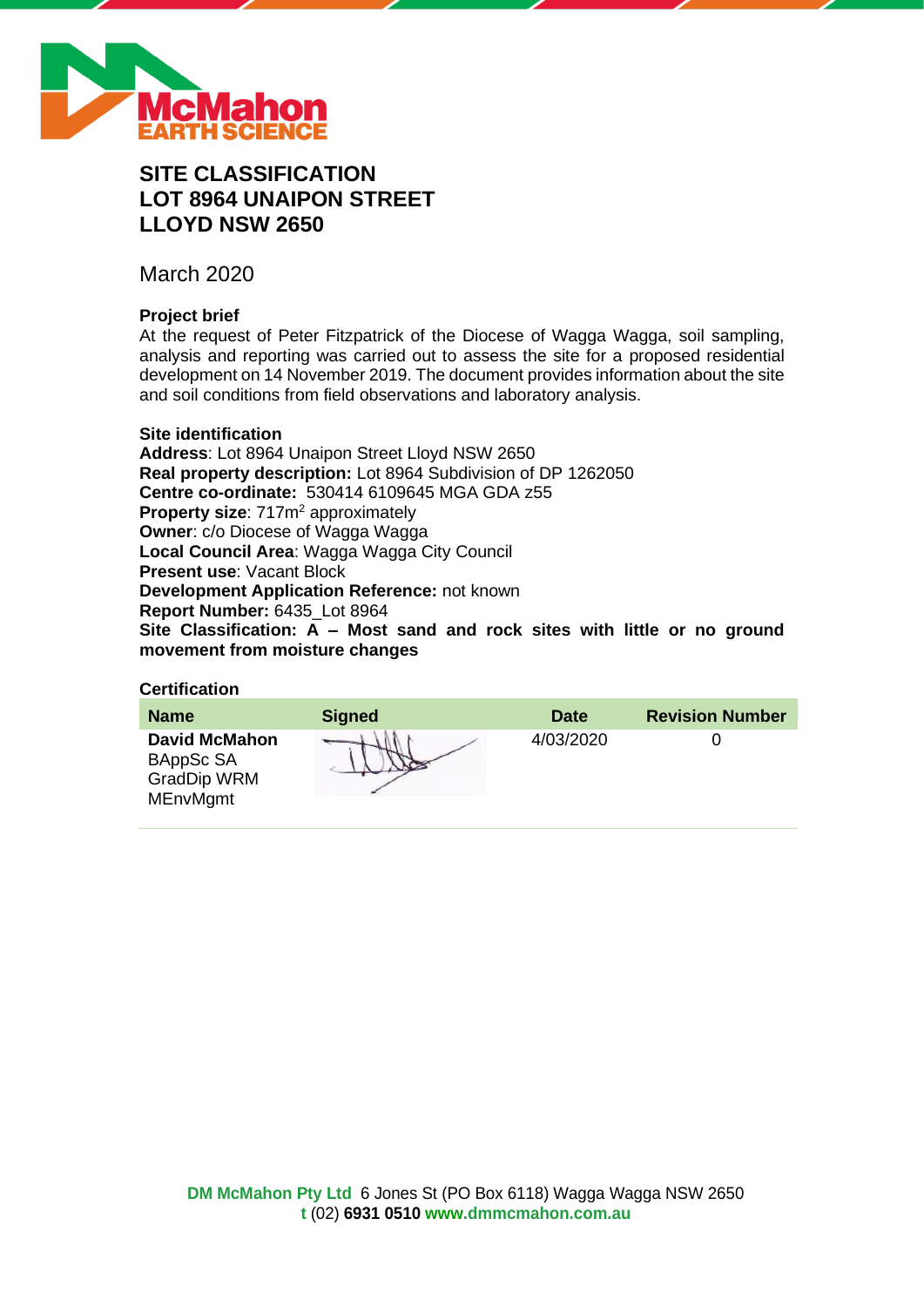# SITE CLASSIFICATION
# LOT 8964 UNAIPON STREET
# LLOYD NSW 2650

March 2020

### Project brief

At the request of Peter Fitzpatrick of the Diocese of Wagga Wagga, soil sampling, analysis and reporting was carried out to assess the site for a proposed residential development on 14 November 2019. The document provides information about the site and soil conditions from field observations and laboratory analysis.

### Site identification

**Address**: Lot 8964 Unaipon Street Lloyd NSW 2650
**Real property description:** Lot 8964 Subdivision of DP 1262050
**Centre co-ordinate:** 530414 6109645 MGA GDA z55
**Property size**: 717m$^2$ approximately
**Owner**: c/o Diocese of Wagga Wagga
**Local Council Area**: Wagga Wagga City Council
**Present use**: Vacant Block
**Development Application Reference:** not known
**Report Number:** 6435_Lot 8964
**Site Classification: A – Most sand and rock sites with little or no ground movement from moisture changes**

### Certification

| Name | Signed | Date | Revision Number |
|---|---|---|---|
| **David McMahon** BAppSc SA GradDip WRM MEnvMgmt | | 4/03/2020 | 0 |

**DM McMahon Pty Ltd** 6 Jones St (PO Box 6118) Wagga Wagga NSW 2650
**t** (02) **6931 0510** **www.dmmcmahon.com.au**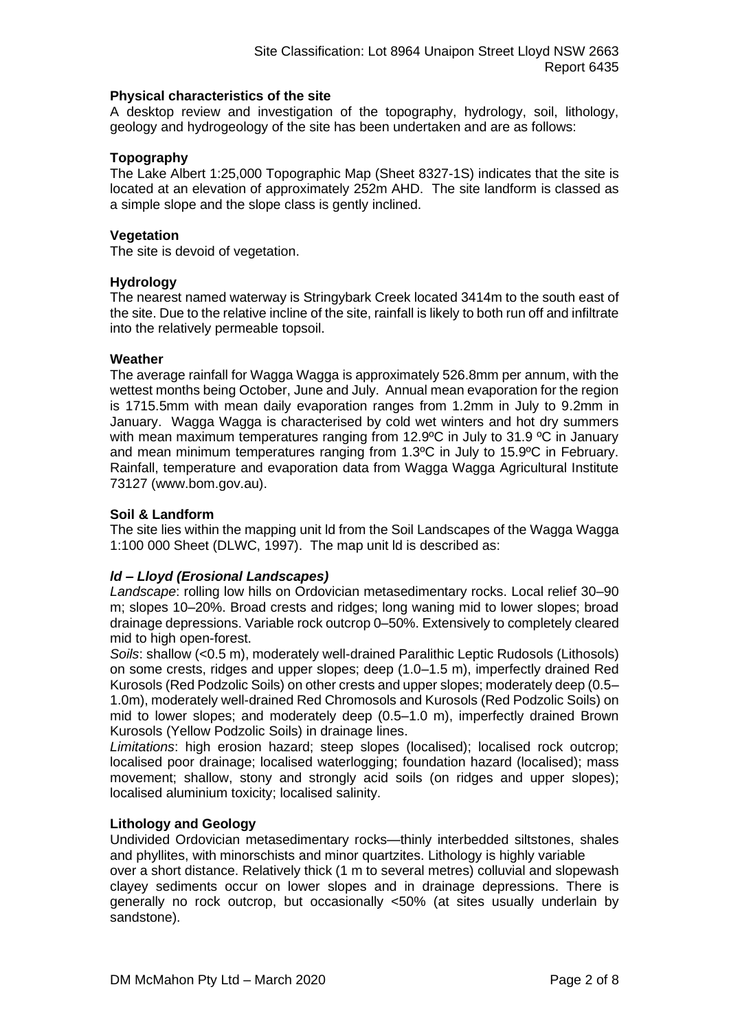### Physical characteristics of the site

A desktop review and investigation of the topography, hydrology, soil, lithology, geology and hydrogeology of the site has been undertaken and are as follows:

### Topography

The Lake Albert 1:25,000 Topographic Map (Sheet 8327-1S) indicates that the site is located at an elevation of approximately 252m AHD. The site landform is classed as a simple slope and the slope class is gently inclined.

### Vegetation

The site is devoid of vegetation.

### Hydrology

The nearest named waterway is Stringybark Creek located 3414m to the south east of the site. Due to the relative incline of the site, rainfall is likely to both run off and infiltrate into the relatively permeable topsoil.

### Weather

The average rainfall for Wagga Wagga is approximately 526.8mm per annum, with the wettest months being October, June and July. Annual mean evaporation for the region is 1715.5mm with mean daily evaporation ranges from 1.2mm in July to 9.2mm in January. Wagga Wagga is characterised by cold wet winters and hot dry summers with mean maximum temperatures ranging from 12.9ºC in July to 31.9 ºC in January and mean minimum temperatures ranging from 1.3ºC in July to 15.9ºC in February. Rainfall, temperature and evaporation data from Wagga Wagga Agricultural Institute 73127 (www.bom.gov.au).

### Soil & Landform

The site lies within the mapping unit ld from the Soil Landscapes of the Wagga Wagga 1:100 000 Sheet (DLWC, 1997). The map unit ld is described as:

#### *ld – Lloyd (Erosional Landscapes)*

*Landscape*: rolling low hills on Ordovician metasedimentary rocks. Local relief 30–90 m; slopes 10–20%. Broad crests and ridges; long waning mid to lower slopes; broad drainage depressions. Variable rock outcrop 0–50%. Extensively to completely cleared mid to high open-forest.

*Soils*: shallow (<0.5 m), moderately well-drained Paralithic Leptic Rudosols (Lithosols) on some crests, ridges and upper slopes; deep (1.0–1.5 m), imperfectly drained Red Kurosols (Red Podzolic Soils) on other crests and upper slopes; moderately deep (0.5–1.0m), moderately well-drained Red Chromosols and Kurosols (Red Podzolic Soils) on mid to lower slopes; and moderately deep (0.5–1.0 m), imperfectly drained Brown Kurosols (Yellow Podzolic Soils) in drainage lines.

*Limitations*: high erosion hazard; steep slopes (localised); localised rock outcrop; localised poor drainage; localised waterlogging; foundation hazard (localised); mass movement; shallow, stony and strongly acid soils (on ridges and upper slopes); localised aluminium toxicity; localised salinity.

### Lithology and Geology

Undivided Ordovician metasedimentary rocks—thinly interbedded siltstones, shales and phyllites, with minorschists and minor quartzites. Lithology is highly variable over a short distance. Relatively thick (1 m to several metres) colluvial and slopewash clayey sediments occur on lower slopes and in drainage depressions. There is generally no rock outcrop, but occasionally <50% (at sites usually underlain by sandstone).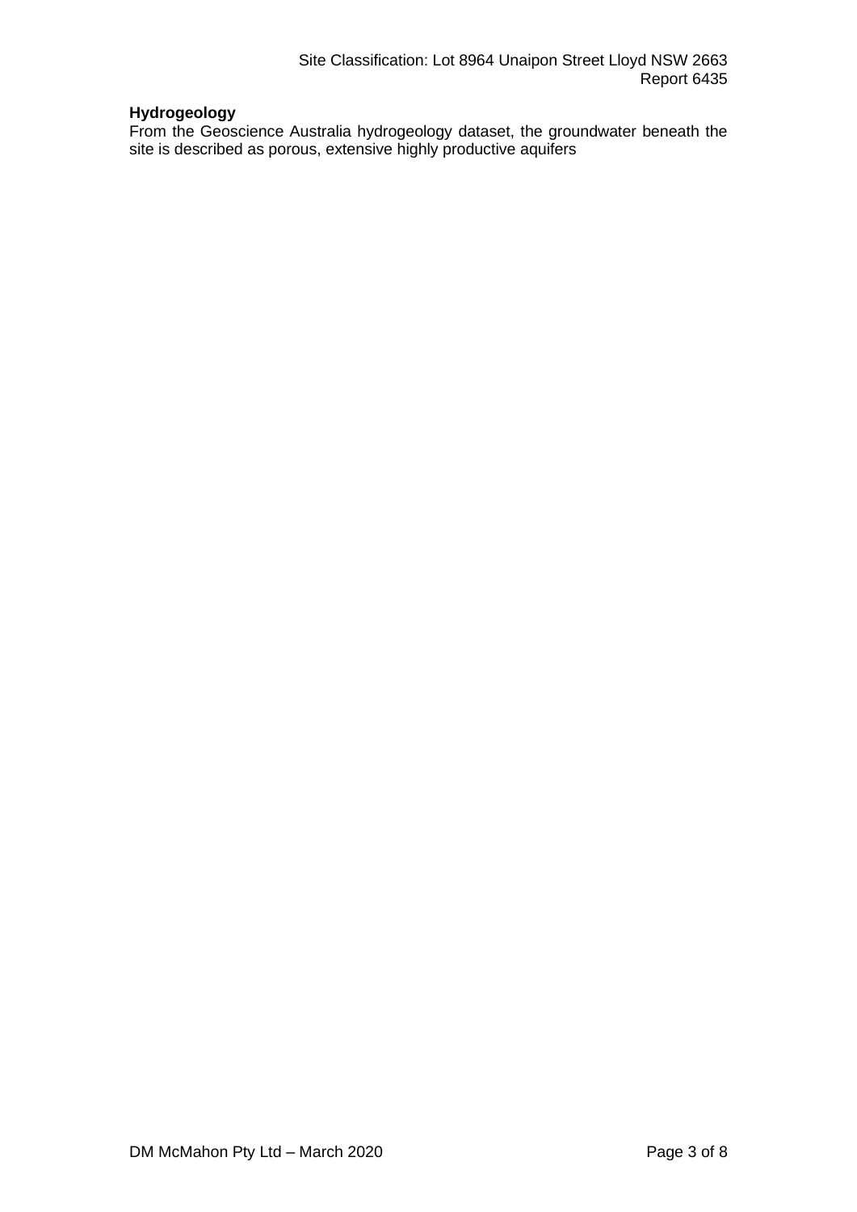**Hydrogeology**

From the Geoscience Australia hydrogeology dataset, the groundwater beneath the site is described as porous, extensive highly productive aquifers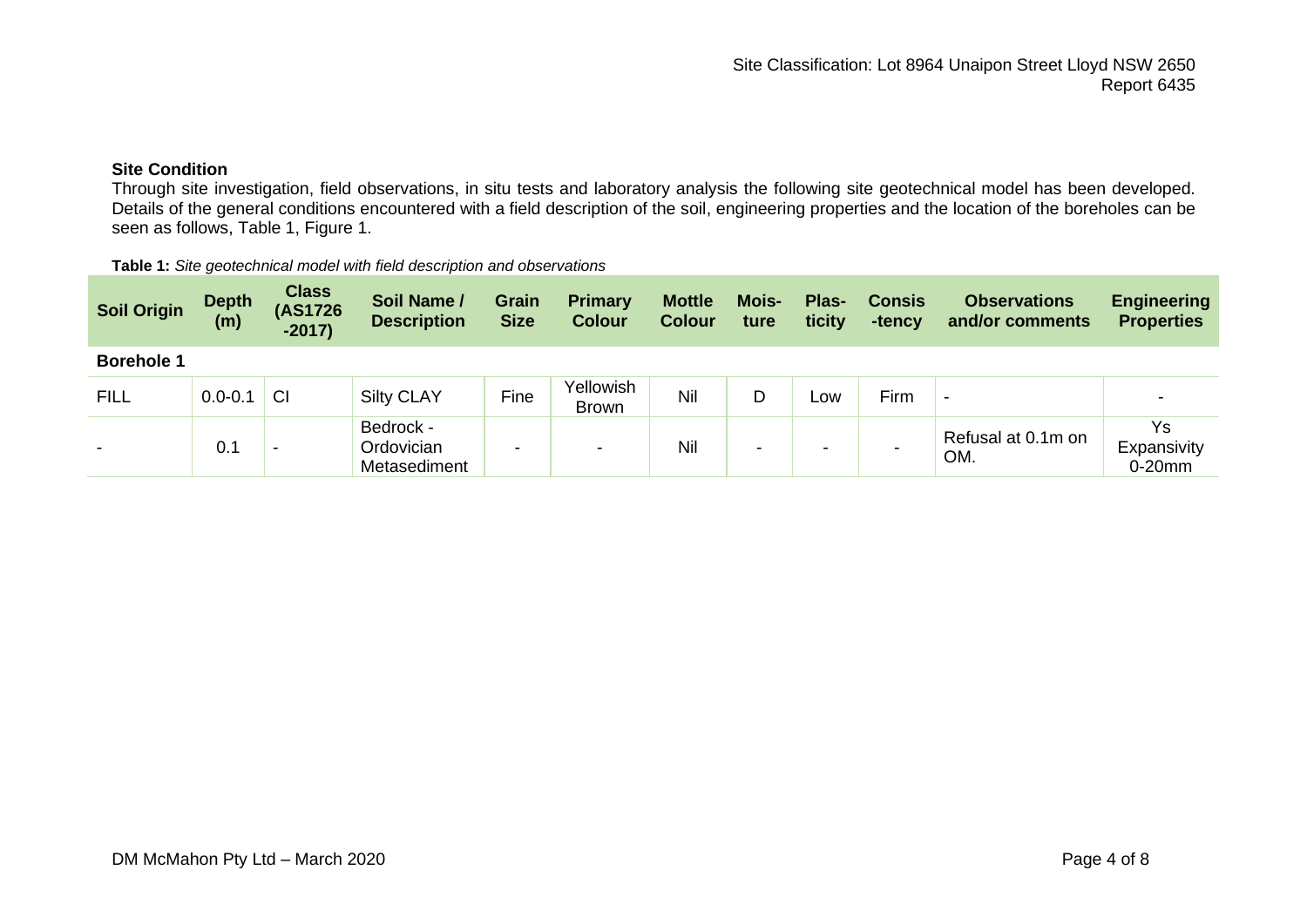## Site Condition

Through site investigation, field observations, in situ tests and laboratory analysis the following site geotechnical model has been developed. Details of the general conditions encountered with a field description of the soil, engineering properties and the location of the boreholes can be seen as follows, Table 1, Figure 1.

**Table 1:** *Site geotechnical model with field description and observations*

| Soil Origin | Depth (m) | Class (AS1726 -2017) | Soil Name / Description | Grain Size | Primary Colour | Mottle Colour | Mois-ture | Plas-ticity | Consis -tency | Observations and/or comments | Engineering Properties |
|---|---|---|---|---|---|---|---|---|---|---|---|
| **Borehole 1** | | | | | | | | | | | |
| FILL | 0.0-0.1 | CI | Silty CLAY | Fine | Yellowish Brown | Nil | D | Low | Firm | - | - |
| - | 0.1 | - | Bedrock - Ordovician Metasediment | - | - | Nil | - | - | - | Refusal at 0.1m on OM. | Ys Expansivity 0-20mm |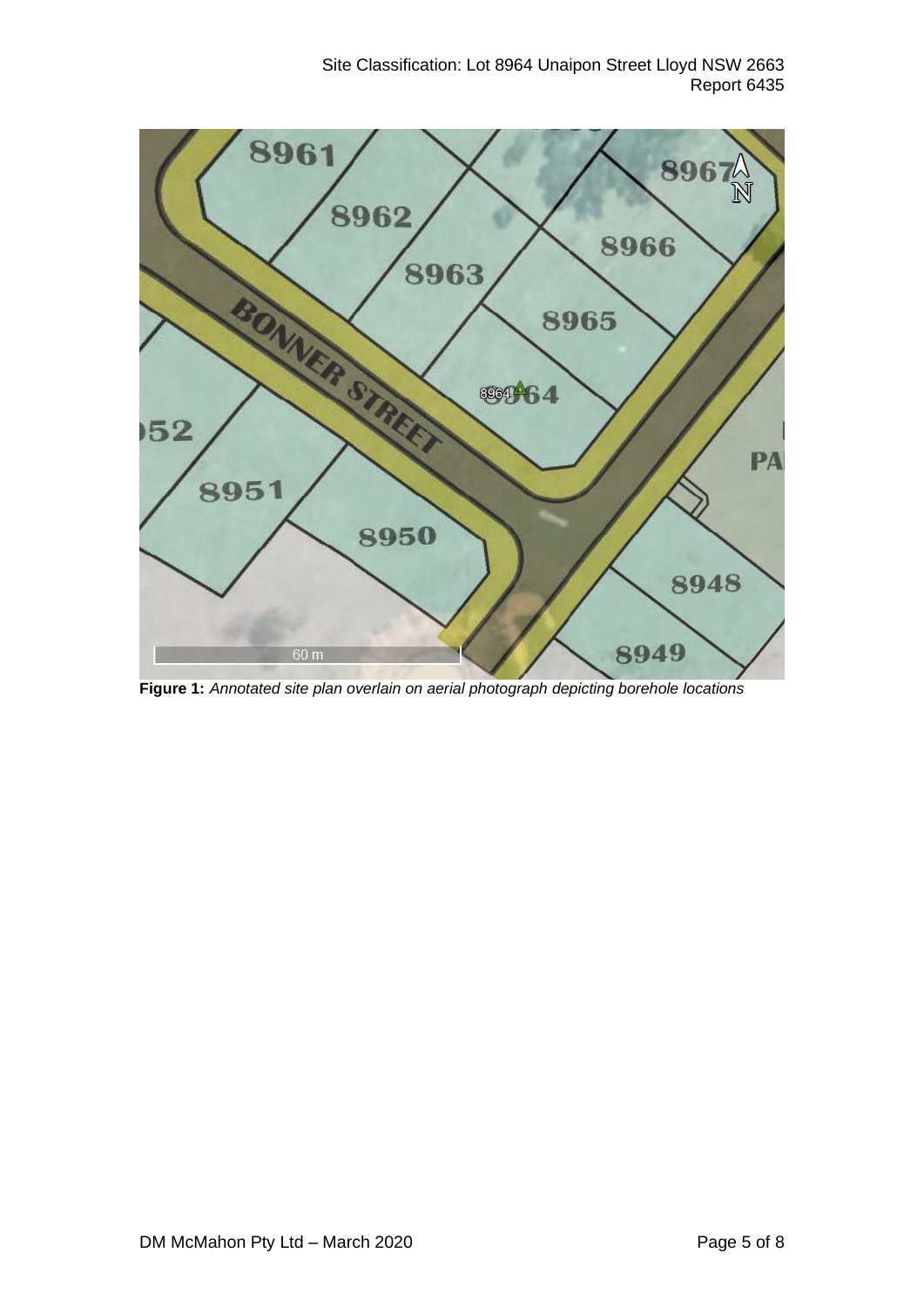**Figure 1:** *Annotated site plan overlain on aerial photograph depicting borehole locations*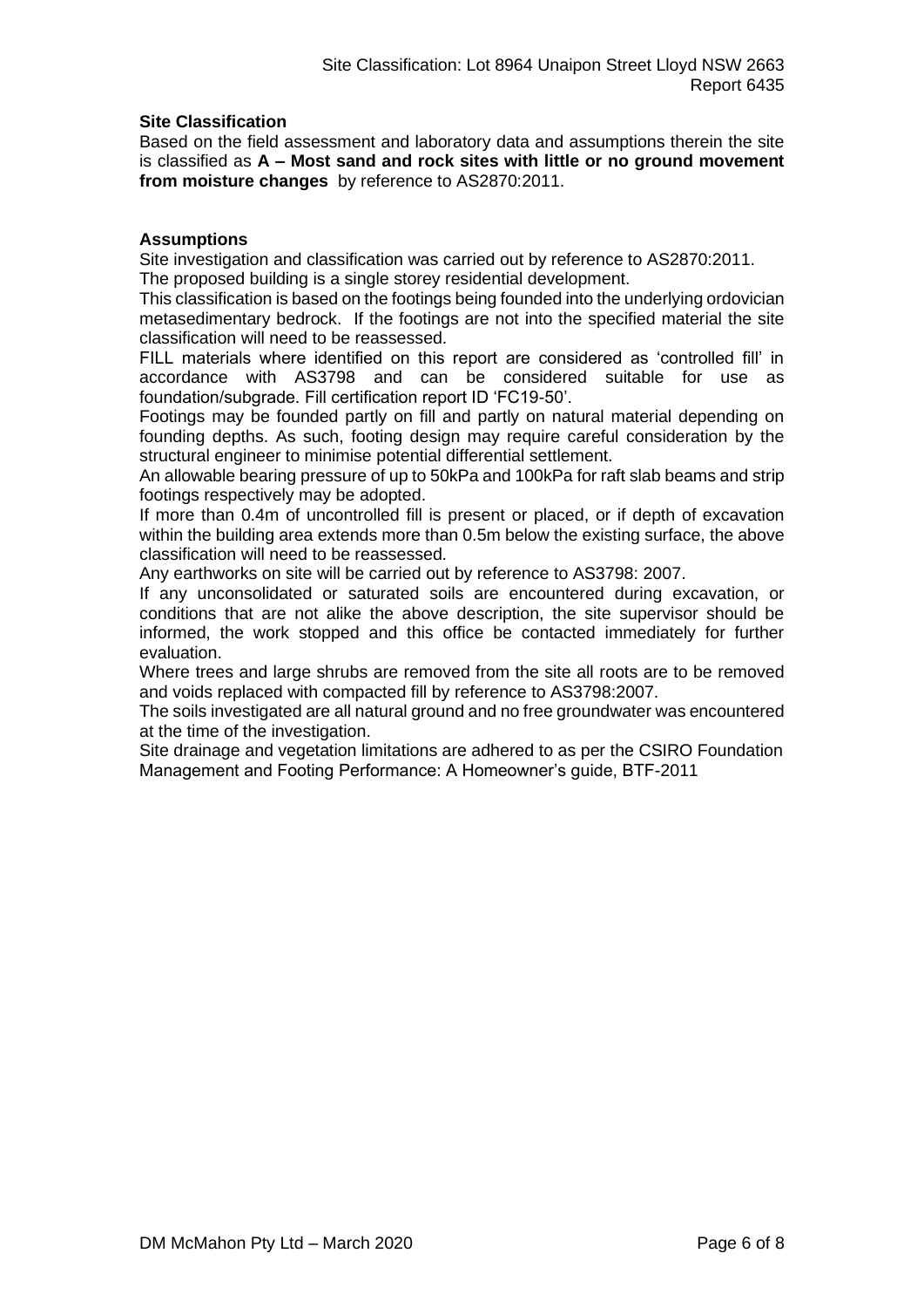**Site Classification**

Based on the field assessment and laboratory data and assumptions therein the site is classified as **A – Most sand and rock sites with little or no ground movement from moisture changes** by reference to AS2870:2011.

**Assumptions**

Site investigation and classification was carried out by reference to AS2870:2011.

The proposed building is a single storey residential development.

This classification is based on the footings being founded into the underlying ordovician metasedimentary bedrock. If the footings are not into the specified material the site classification will need to be reassessed.

FILL materials where identified on this report are considered as 'controlled fill' in accordance with AS3798 and can be considered suitable for use as foundation/subgrade. Fill certification report ID 'FC19-50'.

Footings may be founded partly on fill and partly on natural material depending on founding depths. As such, footing design may require careful consideration by the structural engineer to minimise potential differential settlement.

An allowable bearing pressure of up to 50kPa and 100kPa for raft slab beams and strip footings respectively may be adopted.

If more than 0.4m of uncontrolled fill is present or placed, or if depth of excavation within the building area extends more than 0.5m below the existing surface, the above classification will need to be reassessed.

Any earthworks on site will be carried out by reference to AS3798: 2007.

If any unconsolidated or saturated soils are encountered during excavation, or conditions that are not alike the above description, the site supervisor should be informed, the work stopped and this office be contacted immediately for further evaluation.

Where trees and large shrubs are removed from the site all roots are to be removed and voids replaced with compacted fill by reference to AS3798:2007.

The soils investigated are all natural ground and no free groundwater was encountered at the time of the investigation.

Site drainage and vegetation limitations are adhered to as per the CSIRO Foundation Management and Footing Performance: A Homeowner's guide, BTF-2011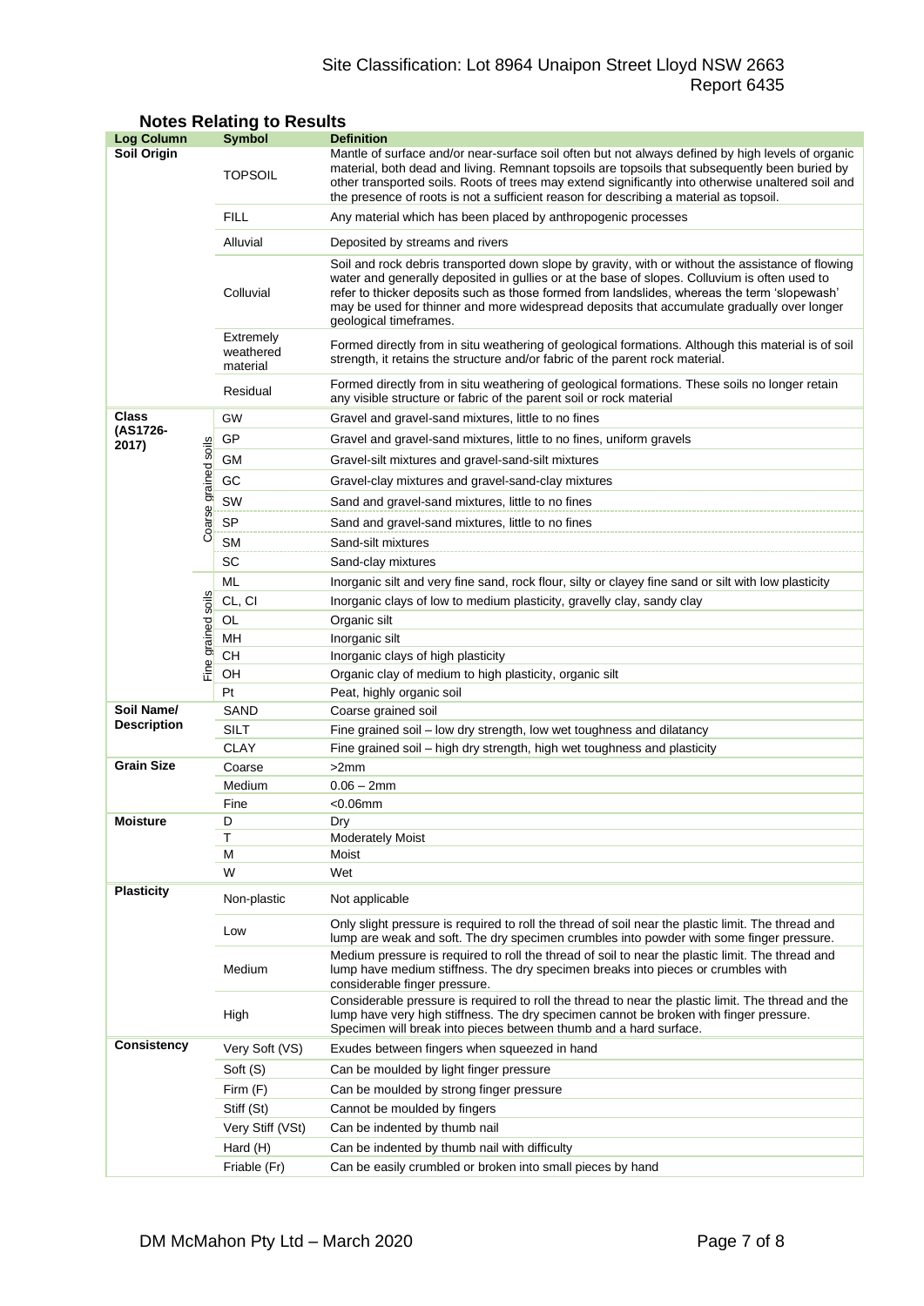## Notes Relating to Results

| Log Column | | Symbol | Definition |
|---|---|---|---|
| **Soil Origin** | | TOPSOIL | Mantle of surface and/or near-surface soil often but not always defined by high levels of organic material, both dead and living. Remnant topsoils are topsoils that subsequently been buried by other transported soils. Roots of trees may extend significantly into otherwise unaltered soil and the presence of roots is not a sufficient reason for describing a material as topsoil. |
| | | FILL | Any material which has been placed by anthropogenic processes |
| | | Alluvial | Deposited by streams and rivers |
| | | Colluvial | Soil and rock debris transported down slope by gravity, with or without the assistance of flowing water and generally deposited in gullies or at the base of slopes. Colluvium is often used to refer to thicker deposits such as those formed from landslides, whereas the term 'slopewash' may be used for thinner and more widespread deposits that accumulate gradually over longer geological timeframes. |
| | | Extremely weathered material | Formed directly from in situ weathering of geological formations. Although this material is of soil strength, it retains the structure and/or fabric of the parent rock material. |
| | | Residual | Formed directly from in situ weathering of geological formations. These soils no longer retain any visible structure or fabric of the parent soil or rock material |
| **Class (AS1726-2017)** | Coarse grained soils | GW | Gravel and gravel-sand mixtures, little to no fines |
| | | GP | Gravel and gravel-sand mixtures, little to no fines, uniform gravels |
| | | GM | Gravel-silt mixtures and gravel-sand-silt mixtures |
| | | GC | Gravel-clay mixtures and gravel-sand-clay mixtures |
| | | SW | Sand and gravel-sand mixtures, little to no fines |
| | | SP | Sand and gravel-sand mixtures, little to no fines |
| | | SM | Sand-silt mixtures |
| | | SC | Sand-clay mixtures |
| | Fine grained soils | ML | Inorganic silt and very fine sand, rock flour, silty or clayey fine sand or silt with low plasticity |
| | | CL, CI | Inorganic clays of low to medium plasticity, gravelly clay, sandy clay |
| | | OL | Organic silt |
| | | MH | Inorganic silt |
| | | CH | Inorganic clays of high plasticity |
| | | OH | Organic clay of medium to high plasticity, organic silt |
| | | Pt | Peat, highly organic soil |
| **Soil Name/ Description** | | SAND | Coarse grained soil |
| | | SILT | Fine grained soil – low dry strength, low wet toughness and dilatancy |
| | | CLAY | Fine grained soil – high dry strength, high wet toughness and plasticity |
| **Grain Size** | | Coarse | >2mm |
| | | Medium | 0.06 – 2mm |
| | | Fine | <0.06mm |
| **Moisture** | | D | Dry |
| | | T | Moderately Moist |
| | | M | Moist |
| | | W | Wet |
| **Plasticity** | | Non-plastic | Not applicable |
| | | Low | Only slight pressure is required to roll the thread of soil near the plastic limit. The thread and lump are weak and soft. The dry specimen crumbles into powder with some finger pressure. |
| | | Medium | Medium pressure is required to roll the thread of soil to near the plastic limit. The thread and lump have medium stiffness. The dry specimen breaks into pieces or crumbles with considerable finger pressure. |
| | | High | Considerable pressure is required to roll the thread to near the plastic limit. The thread and the lump have very high stiffness. The dry specimen cannot be broken with finger pressure. Specimen will break into pieces between thumb and a hard surface. |
| **Consistency** | | Very Soft (VS) | Exudes between fingers when squeezed in hand |
| | | Soft (S) | Can be moulded by light finger pressure |
| | | Firm (F) | Can be moulded by strong finger pressure |
| | | Stiff (St) | Cannot be moulded by fingers |
| | | Very Stiff (VSt) | Can be indented by thumb nail |
| | | Hard (H) | Can be indented by thumb nail with difficulty |
| | | Friable (Fr) | Can be easily crumbled or broken into small pieces by hand |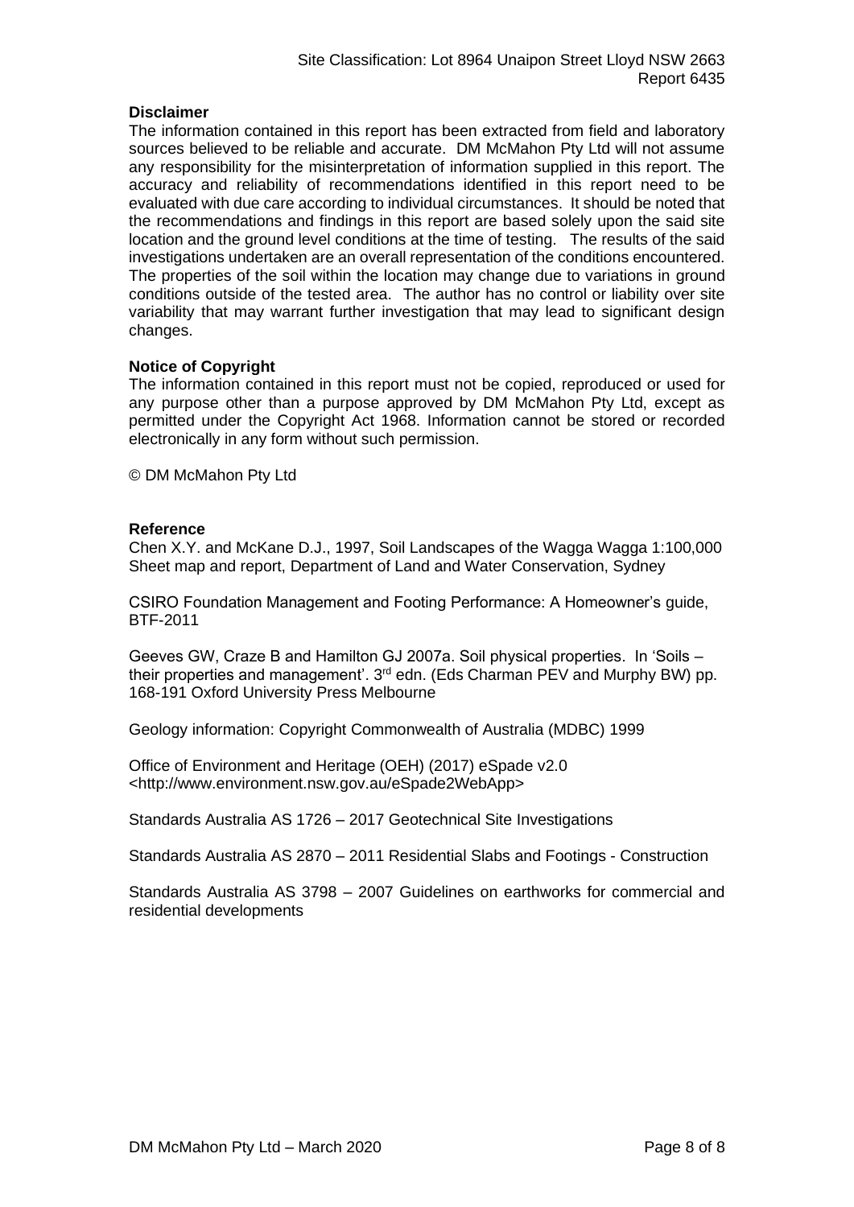## Disclaimer

The information contained in this report has been extracted from field and laboratory sources believed to be reliable and accurate. DM McMahon Pty Ltd will not assume any responsibility for the misinterpretation of information supplied in this report. The accuracy and reliability of recommendations identified in this report need to be evaluated with due care according to individual circumstances. It should be noted that the recommendations and findings in this report are based solely upon the said site location and the ground level conditions at the time of testing. The results of the said investigations undertaken are an overall representation of the conditions encountered. The properties of the soil within the location may change due to variations in ground conditions outside of the tested area. The author has no control or liability over site variability that may warrant further investigation that may lead to significant design changes.

## Notice of Copyright

The information contained in this report must not be copied, reproduced or used for any purpose other than a purpose approved by DM McMahon Pty Ltd, except as permitted under the Copyright Act 1968. Information cannot be stored or recorded electronically in any form without such permission.

© DM McMahon Pty Ltd

## Reference

Chen X.Y. and McKane D.J., 1997, Soil Landscapes of the Wagga Wagga 1:100,000 Sheet map and report, Department of Land and Water Conservation, Sydney

CSIRO Foundation Management and Footing Performance: A Homeowner's guide, BTF-2011

Geeves GW, Craze B and Hamilton GJ 2007a. Soil physical properties. In 'Soils – their properties and management'. 3rd edn. (Eds Charman PEV and Murphy BW) pp. 168-191 Oxford University Press Melbourne

Geology information: Copyright Commonwealth of Australia (MDBC) 1999

Office of Environment and Heritage (OEH) (2017) eSpade v2.0 <http://www.environment.nsw.gov.au/eSpade2WebApp>

Standards Australia AS 1726 – 2017 Geotechnical Site Investigations

Standards Australia AS 2870 – 2011 Residential Slabs and Footings - Construction

Standards Australia AS 3798 – 2007 Guidelines on earthworks for commercial and residential developments